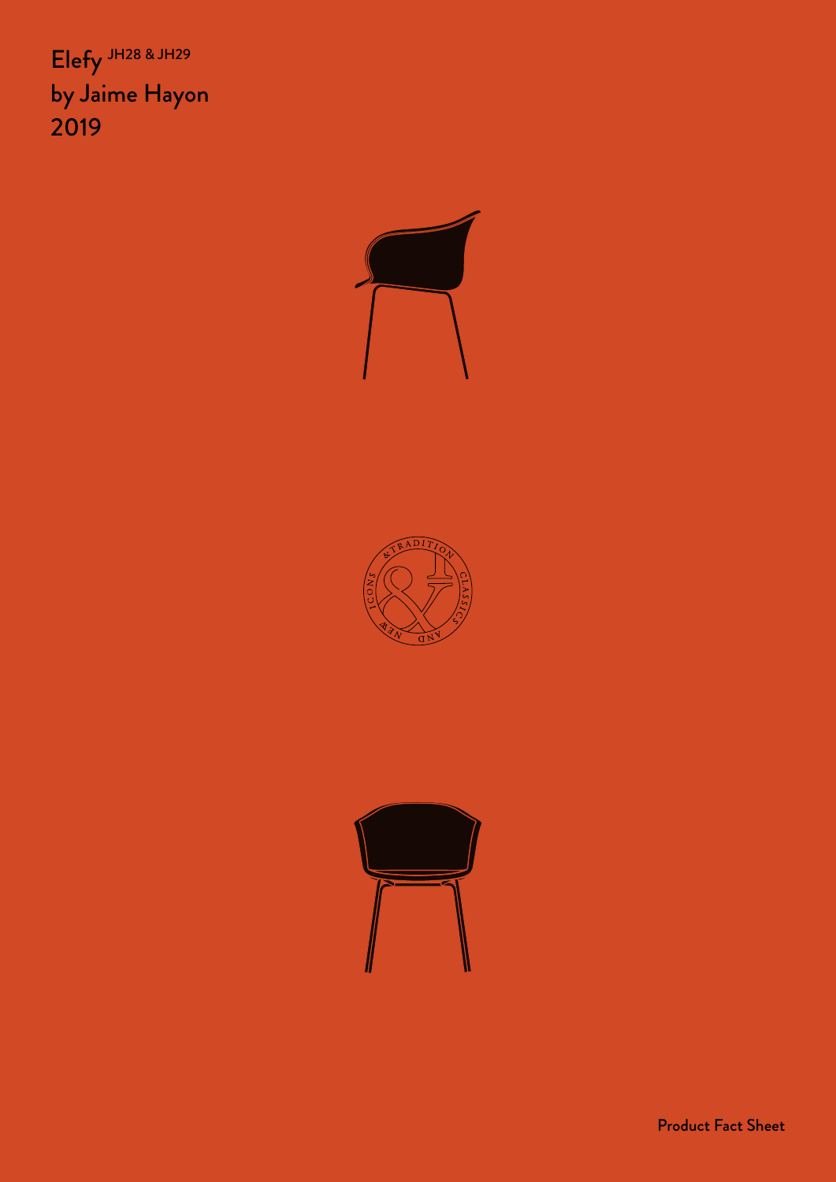# Elefy JH28 & JH29
# by Jaime Hayon
# 2019

Product Fact Sheet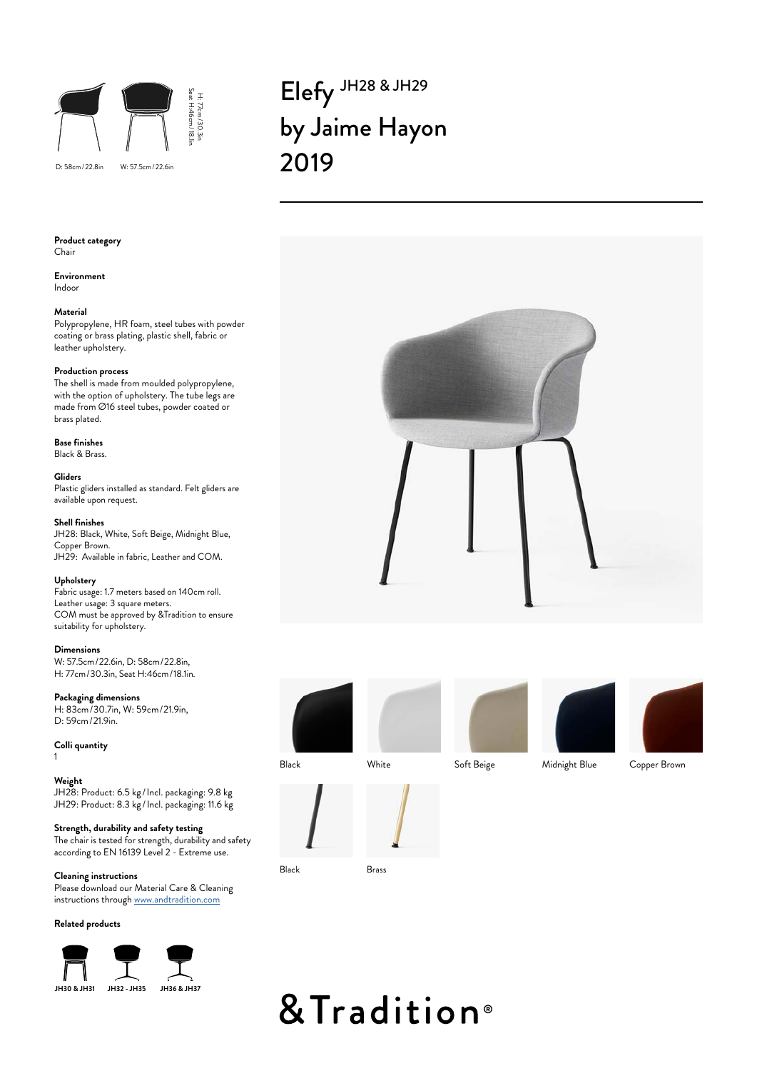H: 77cm / 30.3in
Seat H:46cm / 18.1in

D: 58cm / 22.8in W: 57.5cm / 22.6in

# Elefy JH28 & JH29 by Jaime Hayon 2019

**Product category**
Chair

**Environment**
Indoor

**Material**
Polypropylene, HR foam, steel tubes with powder coating or brass plating, plastic shell, fabric or leather upholstery.

**Production process**
The shell is made from moulded polypropylene, with the option of upholstery. The tube legs are made from Ø16 steel tubes, powder coated or brass plated.

**Base finishes**
Black & Brass.

**Gliders**
Plastic gliders installed as standard. Felt gliders are available upon request.

**Shell finishes**
JH28: Black, White, Soft Beige, Midnight Blue, Copper Brown.
JH29: Available in fabric, Leather and COM.

**Upholstery**
Fabric usage: 1.7 meters based on 140cm roll.
Leather usage: 3 square meters.
COM must be approved by &Tradition to ensure suitability for upholstery.

**Dimensions**
W: 57.5cm / 22.6in, D: 58cm / 22.8in,
H: 77cm / 30.3in, Seat H:46cm / 18.1in.

**Packaging dimensions**
H: 83cm / 30.7in, W: 59cm / 21.9in,
D: 59cm / 21.9in.

**Colli quantity**
1

**Weight**
JH28: Product: 6.5 kg / Incl. packaging: 9.8 kg
JH29: Product: 8.3 kg / Incl. packaging: 11.6 kg

**Strength, durability and safety testing**
The chair is tested for strength, durability and safety according to EN 16139 Level 2 - Extreme use.

**Cleaning instructions**
Please download our Material Care & Cleaning instructions through www.andtradition.com

**Related products**

JH30 & JH31 JH32 - JH35 JH36 & JH37

Black White Soft Beige Midnight Blue Copper Brown

Black Brass

&Tradition®